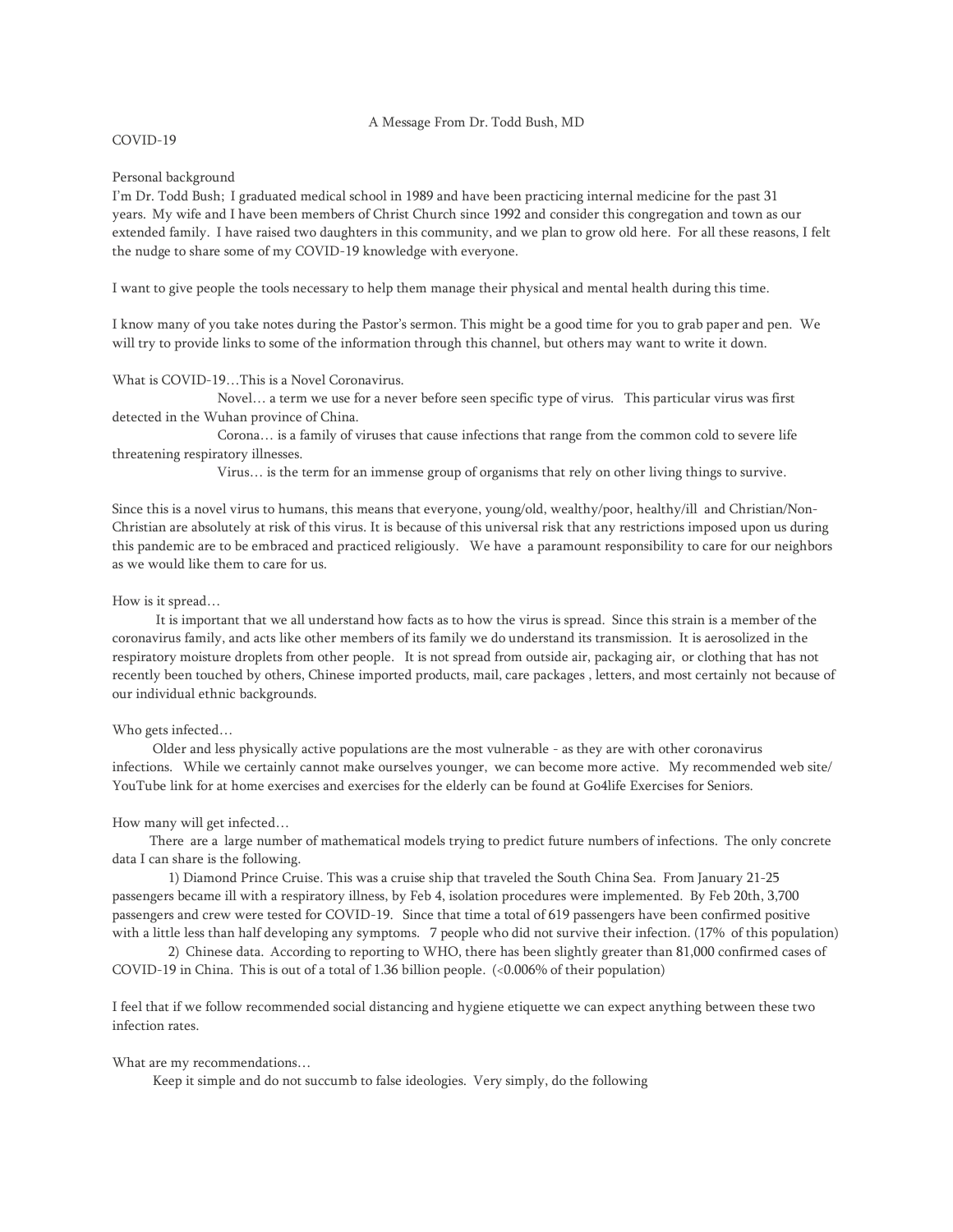A Message From Dr. Todd Bush, MD

COVID-19

Personal background

I'm Dr. Todd Bush; I graduated medical school in 1989 and have been practicing internal medicine for the past 31 years. My wife and I have been members of Christ Church since 1992 and consider this congregation and town as our extended family. I have raised two daughters in this community, and we plan to grow old here. For all these reasons, I felt the nudge to share some of my COVID-19 knowledge with everyone.

I want to give people the tools necessary to help them manage their physical and mental health during this time.

I know many of you take notes during the Pastor's sermon. This might be a good time for you to grab paper and pen. We will try to provide links to some of the information through this channel, but others may want to write it down.

What is COVID-19…This is a Novel Coronavirus.

Novel… a term we use for a never before seen specific type of virus. This particular virus was first detected in the Wuhan province of China.

Corona… is a family of viruses that cause infections that range from the common cold to severe life threatening respiratory illnesses.

Virus… is the term for an immense group of organisms that rely on other living things to survive.

Since this is a novel virus to humans, this means that everyone, young/old, wealthy/poor, healthy/ill and Christian/Non-Christian are absolutely at risk of this virus. It is because of this universal risk that any restrictions imposed upon us during this pandemic are to be embraced and practiced religiously. We have a paramount responsibility to care for our neighbors as we would like them to care for us.

How is it spread…

It is important that we all understand how facts as to how the virus is spread. Since this strain is a member of the coronavirus family, and acts like other members of its family we do understand its transmission. It is aerosolized in the respiratory moisture droplets from other people. It is not spread from outside air, packaging air, or clothing that has not recently been touched by others, Chinese imported products, mail, care packages , letters, and most certainly not because of our individual ethnic backgrounds.

Who gets infected…

Older and less physically active populations are the most vulnerable - as they are with other coronavirus infections. While we certainly cannot make ourselves younger, we can become more active. My recommended web site/ YouTube link for at home exercises and exercises for the elderly can be found at Go4life Exercises for Seniors.

How many will get infected…

There are a large number of mathematical models trying to predict future numbers of infections. The only concrete data I can share is the following.

1) Diamond Prince Cruise. This was a cruise ship that traveled the South China Sea. From January 21-25 passengers became ill with a respiratory illness, by Feb 4, isolation procedures were implemented. By Feb 20th, 3,700 passengers and crew were tested for COVID-19. Since that time a total of 619 passengers have been confirmed positive with a little less than half developing any symptoms. 7 people who did not survive their infection. (17% of this population)

2) Chinese data. According to reporting to WHO, there has been slightly greater than 81,000 confirmed cases of COVID-19 in China. This is out of a total of 1.36 billion people. (<0.006% of their population)

I feel that if we follow recommended social distancing and hygiene etiquette we can expect anything between these two infection rates.

What are my recommendations…

Keep it simple and do not succumb to false ideologies. Very simply, do the following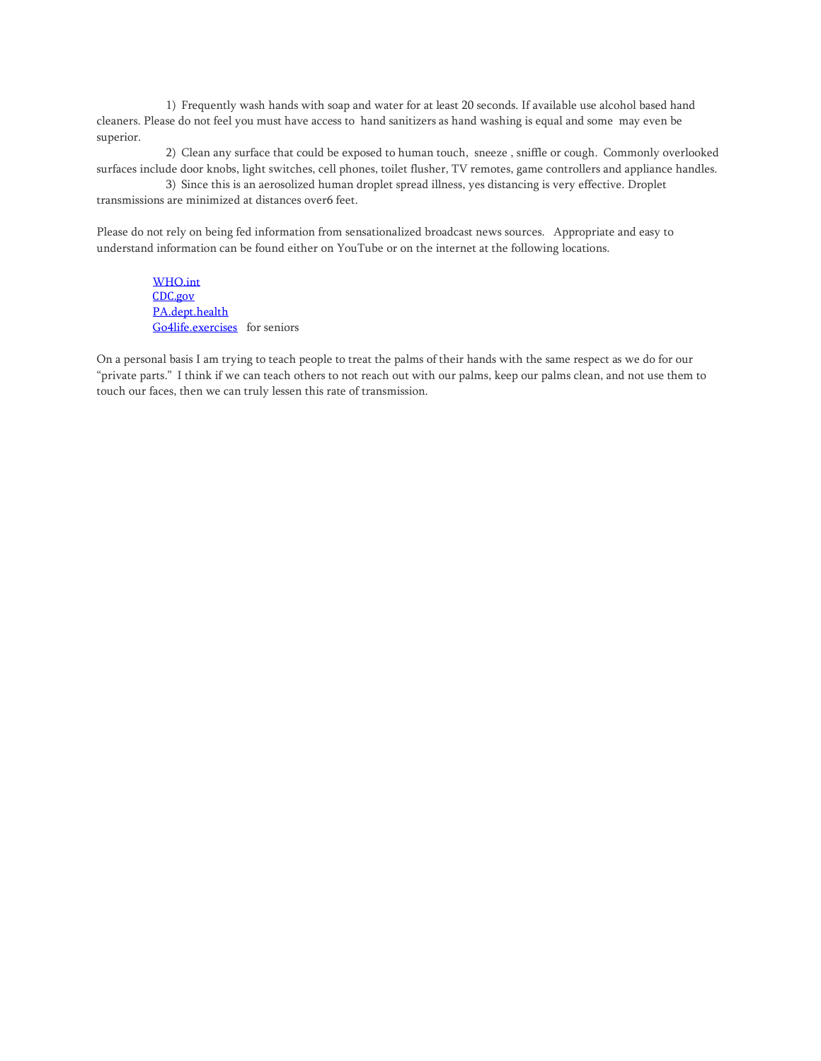1) Frequently wash hands with soap and water for at least 20 seconds. If available use alcohol based hand cleaners. Please do not feel you must have access to hand sanitizers as hand washing is equal and some may even be superior.

2) Clean any surface that could be exposed to human touch, sneeze , sniffle or cough. Commonly overlooked surfaces include door knobs, light switches, cell phones, toilet flusher, TV remotes, game controllers and appliance handles.

3) Since this is an aerosolized human droplet spread illness, yes distancing is very effective. Droplet transmissions are minimized at distances over6 feet.

Please do not rely on being fed information from sensationalized broadcast news sources. Appropriate and easy to understand information can be found either on YouTube or on the internet at the following locations.

WHO.int
CDC.gov
PA.dept.health
Go4life.exercises for seniors

On a personal basis I am trying to teach people to treat the palms of their hands with the same respect as we do for our "private parts." I think if we can teach others to not reach out with our palms, keep our palms clean, and not use them to touch our faces, then we can truly lessen this rate of transmission.